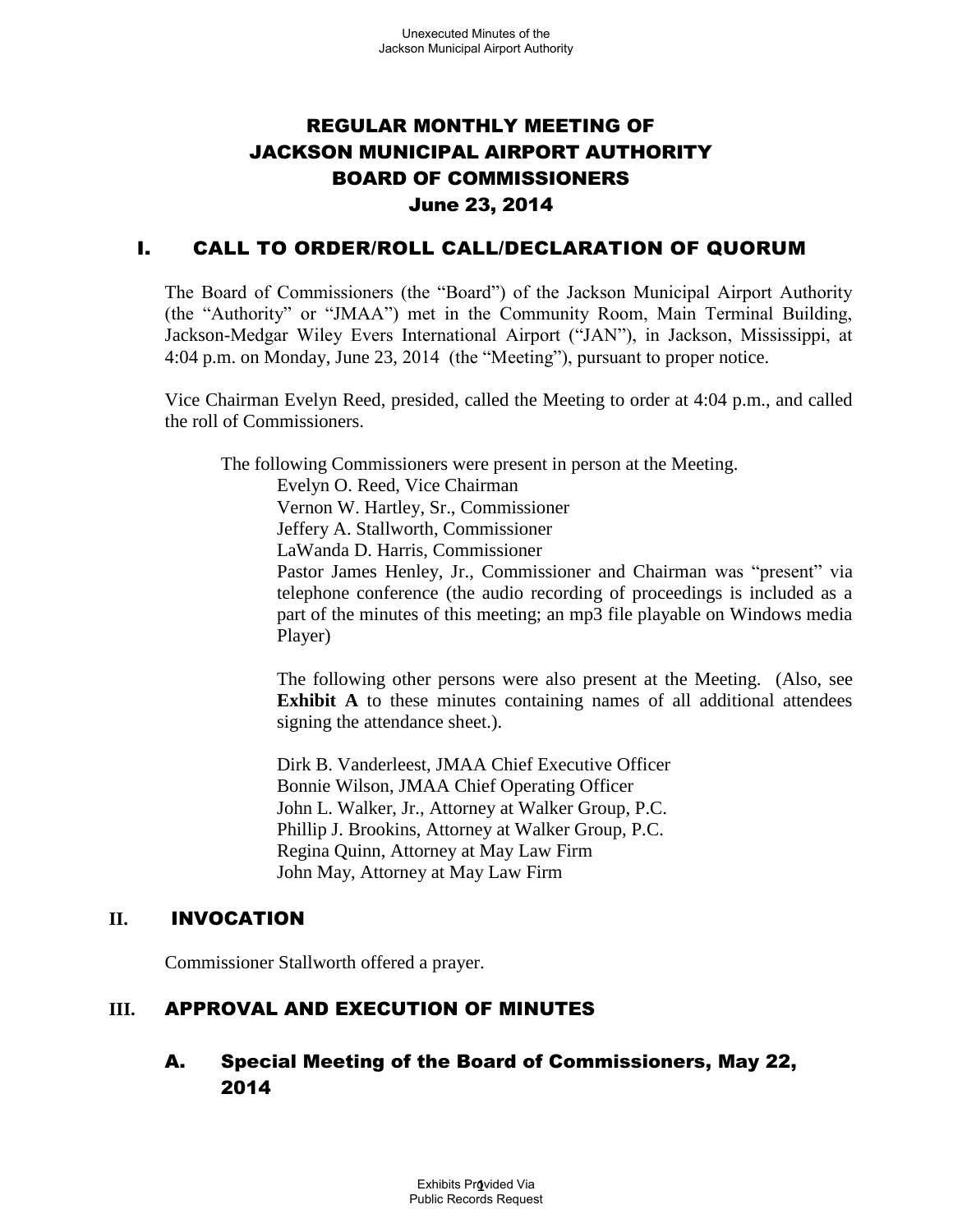# REGULAR MONTHLY MEETING OF JACKSON MUNICIPAL AIRPORT AUTHORITY BOARD OF COMMISSIONERS
# June 23, 2014

## I. CALL TO ORDER/ROLL CALL/DECLARATION OF QUORUM

The Board of Commissioners (the "Board") of the Jackson Municipal Airport Authority (the "Authority" or "JMAA") met in the Community Room, Main Terminal Building, Jackson-Medgar Wiley Evers International Airport ("JAN"), in Jackson, Mississippi, at 4:04 p.m. on Monday, June 23, 2014 (the "Meeting"), pursuant to proper notice.

Vice Chairman Evelyn Reed, presided, called the Meeting to order at 4:04 p.m., and called the roll of Commissioners.

The following Commissioners were present in person at the Meeting.

Evelyn O. Reed, Vice Chairman
Vernon W. Hartley, Sr., Commissioner
Jeffery A. Stallworth, Commissioner
LaWanda D. Harris, Commissioner
Pastor James Henley, Jr., Commissioner and Chairman was "present" via telephone conference (the audio recording of proceedings is included as a part of the minutes of this meeting; an mp3 file playable on Windows media Player)

The following other persons were also present at the Meeting. (Also, see **Exhibit A** to these minutes containing names of all additional attendees signing the attendance sheet.).

Dirk B. Vanderleest, JMAA Chief Executive Officer
Bonnie Wilson, JMAA Chief Operating Officer
John L. Walker, Jr., Attorney at Walker Group, P.C.
Phillip J. Brookins, Attorney at Walker Group, P.C.
Regina Quinn, Attorney at May Law Firm
John May, Attorney at May Law Firm

## II. INVOCATION

Commissioner Stallworth offered a prayer.

## III. APPROVAL AND EXECUTION OF MINUTES

### A. Special Meeting of the Board of Commissioners, May 22, 2014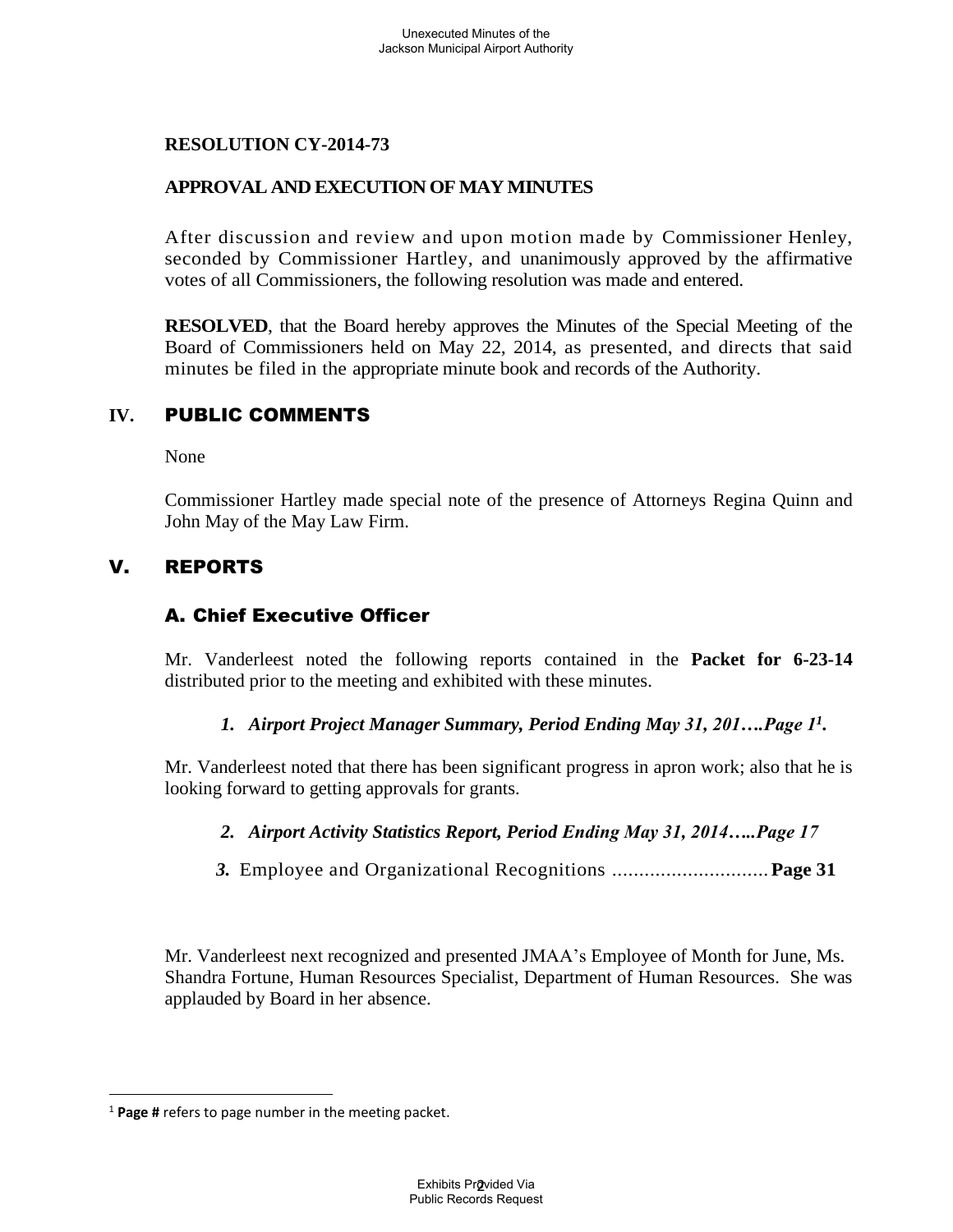**RESOLUTION CY-2014-73**

**APPROVAL AND EXECUTION OF MAY MINUTES**

After discussion and review and upon motion made by Commissioner Henley, seconded by Commissioner Hartley, and unanimously approved by the affirmative votes of all Commissioners, the following resolution was made and entered.

**RESOLVED**, that the Board hereby approves the Minutes of the Special Meeting of the Board of Commissioners held on May 22, 2014, as presented, and directs that said minutes be filed in the appropriate minute book and records of the Authority.

## IV. PUBLIC COMMENTS

None

Commissioner Hartley made special note of the presence of Attorneys Regina Quinn and John May of the May Law Firm.

## V. REPORTS

### A. Chief Executive Officer

Mr. Vanderleest noted the following reports contained in the **Packet for 6-23-14** distributed prior to the meeting and exhibited with these minutes.

*1. Airport Project Manager Summary, Period Ending May 31, 201….Page 1[1].*

Mr. Vanderleest noted that there has been significant progress in apron work; also that he is looking forward to getting approvals for grants.

*2. Airport Activity Statistics Report, Period Ending May 31, 2014…..Page 17*

*3.* Employee and Organizational Recognitions ............................. **Page 31**

Mr. Vanderleest next recognized and presented JMAA's Employee of Month for June, Ms. Shandra Fortune, Human Resources Specialist, Department of Human Resources. She was applauded by Board in her absence.

[1] **Page #** refers to page number in the meeting packet.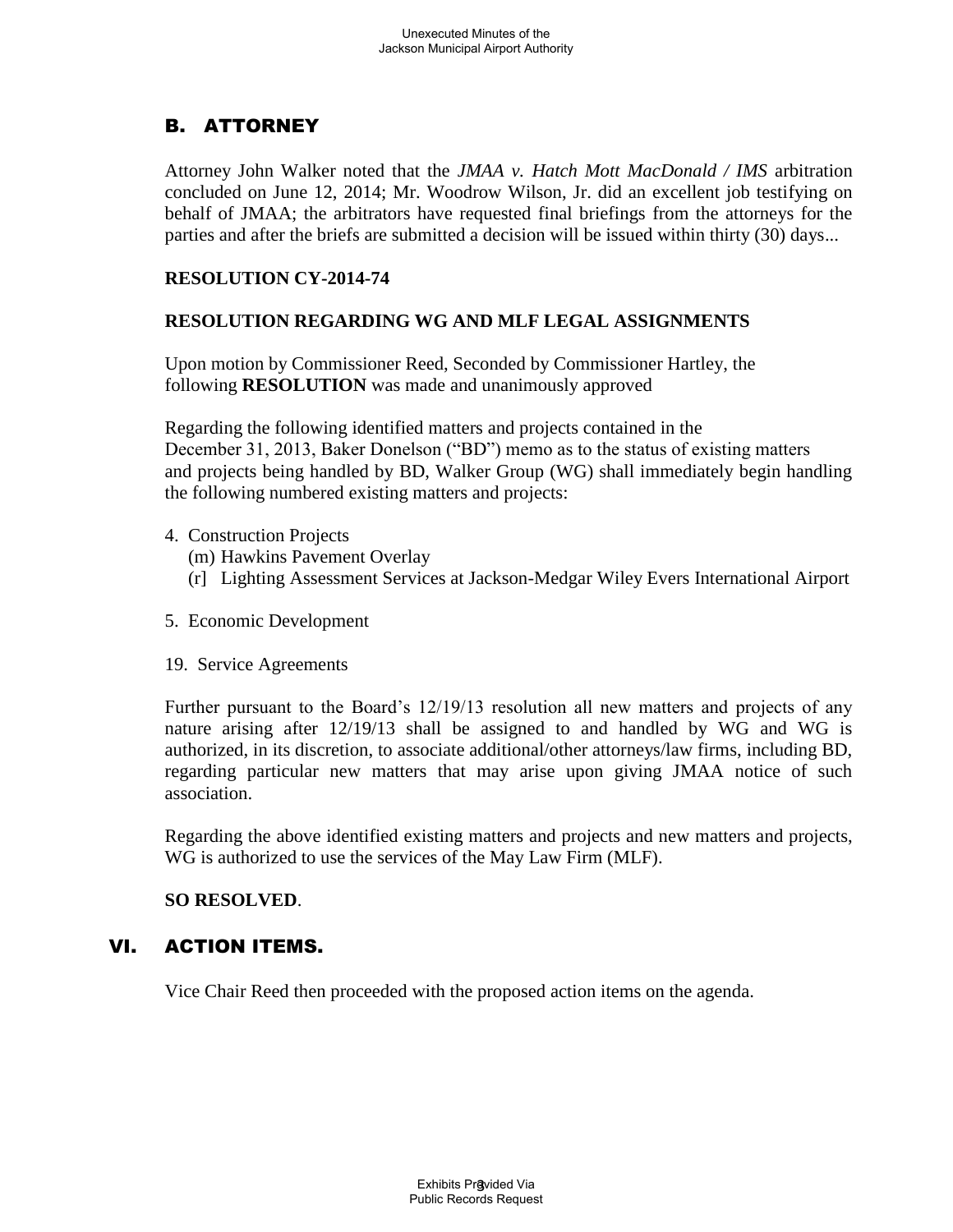## B. ATTORNEY

Attorney John Walker noted that the *JMAA v. Hatch Mott MacDonald / IMS* arbitration concluded on June 12, 2014; Mr. Woodrow Wilson, Jr. did an excellent job testifying on behalf of JMAA; the arbitrators have requested final briefings from the attorneys for the parties and after the briefs are submitted a decision will be issued within thirty (30) days...

**RESOLUTION CY-2014-74**

**RESOLUTION REGARDING WG AND MLF LEGAL ASSIGNMENTS**

Upon motion by Commissioner Reed, Seconded by Commissioner Hartley, the following **RESOLUTION** was made and unanimously approved

Regarding the following identified matters and projects contained in the December 31, 2013, Baker Donelson ("BD") memo as to the status of existing matters and projects being handled by BD, Walker Group (WG) shall immediately begin handling the following numbered existing matters and projects:

4. Construction Projects
   (m) Hawkins Pavement Overlay
   (r] Lighting Assessment Services at Jackson-Medgar Wiley Evers International Airport

5. Economic Development

19. Service Agreements

Further pursuant to the Board's 12/19/13 resolution all new matters and projects of any nature arising after 12/19/13 shall be assigned to and handled by WG and WG is authorized, in its discretion, to associate additional/other attorneys/law firms, including BD, regarding particular new matters that may arise upon giving JMAA notice of such association.

Regarding the above identified existing matters and projects and new matters and projects, WG is authorized to use the services of the May Law Firm (MLF).

**SO RESOLVED**.

# VI. ACTION ITEMS.

Vice Chair Reed then proceeded with the proposed action items on the agenda.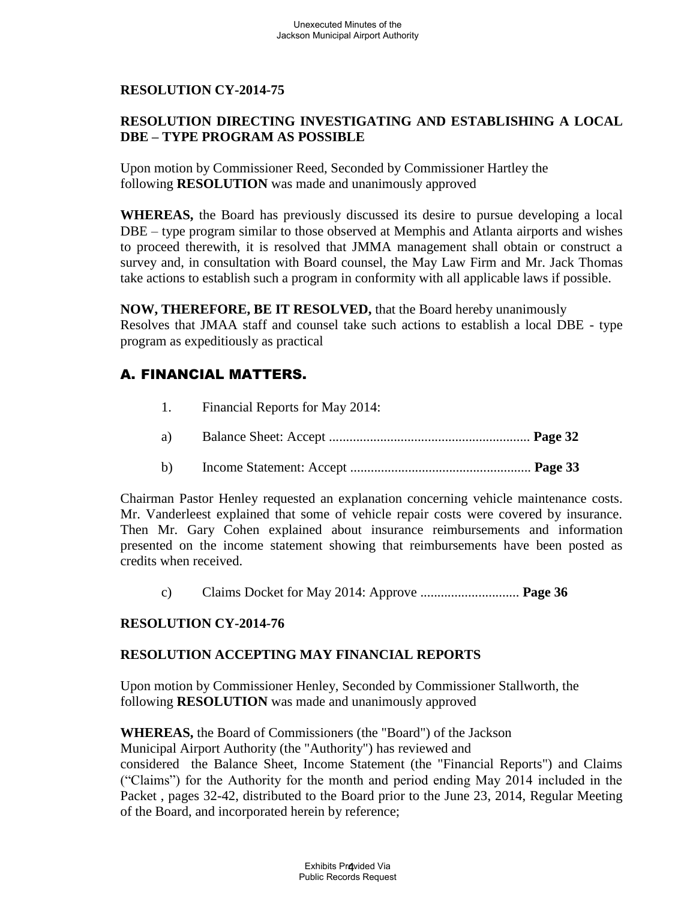**RESOLUTION CY-2014-75**

**RESOLUTION DIRECTING INVESTIGATING AND ESTABLISHING A LOCAL DBE – TYPE PROGRAM AS POSSIBLE**

Upon motion by Commissioner Reed, Seconded by Commissioner Hartley the following **RESOLUTION** was made and unanimously approved

**WHEREAS,** the Board has previously discussed its desire to pursue developing a local DBE – type program similar to those observed at Memphis and Atlanta airports and wishes to proceed therewith, it is resolved that JMMA management shall obtain or construct a survey and, in consultation with Board counsel, the May Law Firm and Mr. Jack Thomas take actions to establish such a program in conformity with all applicable laws if possible.

**NOW, THEREFORE, BE IT RESOLVED,** that the Board hereby unanimously Resolves that JMAA staff and counsel take such actions to establish a local DBE - type program as expeditiously as practical

## A. FINANCIAL MATTERS.

1. Financial Reports for May 2014:

a) Balance Sheet: Accept .......................................................... **Page 32**

b) Income Statement: Accept ..................................................... **Page 33**

Chairman Pastor Henley requested an explanation concerning vehicle maintenance costs. Mr. Vanderleest explained that some of vehicle repair costs were covered by insurance. Then Mr. Gary Cohen explained about insurance reimbursements and information presented on the income statement showing that reimbursements have been posted as credits when received.

c) Claims Docket for May 2014: Approve ............................ **Page 36**

**RESOLUTION CY-2014-76**

**RESOLUTION ACCEPTING MAY FINANCIAL REPORTS**

Upon motion by Commissioner Henley, Seconded by Commissioner Stallworth, the following **RESOLUTION** was made and unanimously approved

**WHEREAS,** the Board of Commissioners (the "Board") of the Jackson Municipal Airport Authority (the "Authority") has reviewed and considered the Balance Sheet, Income Statement (the "Financial Reports") and Claims ("Claims") for the Authority for the month and period ending May 2014 included in the Packet , pages 32-42, distributed to the Board prior to the June 23, 2014, Regular Meeting of the Board, and incorporated herein by reference;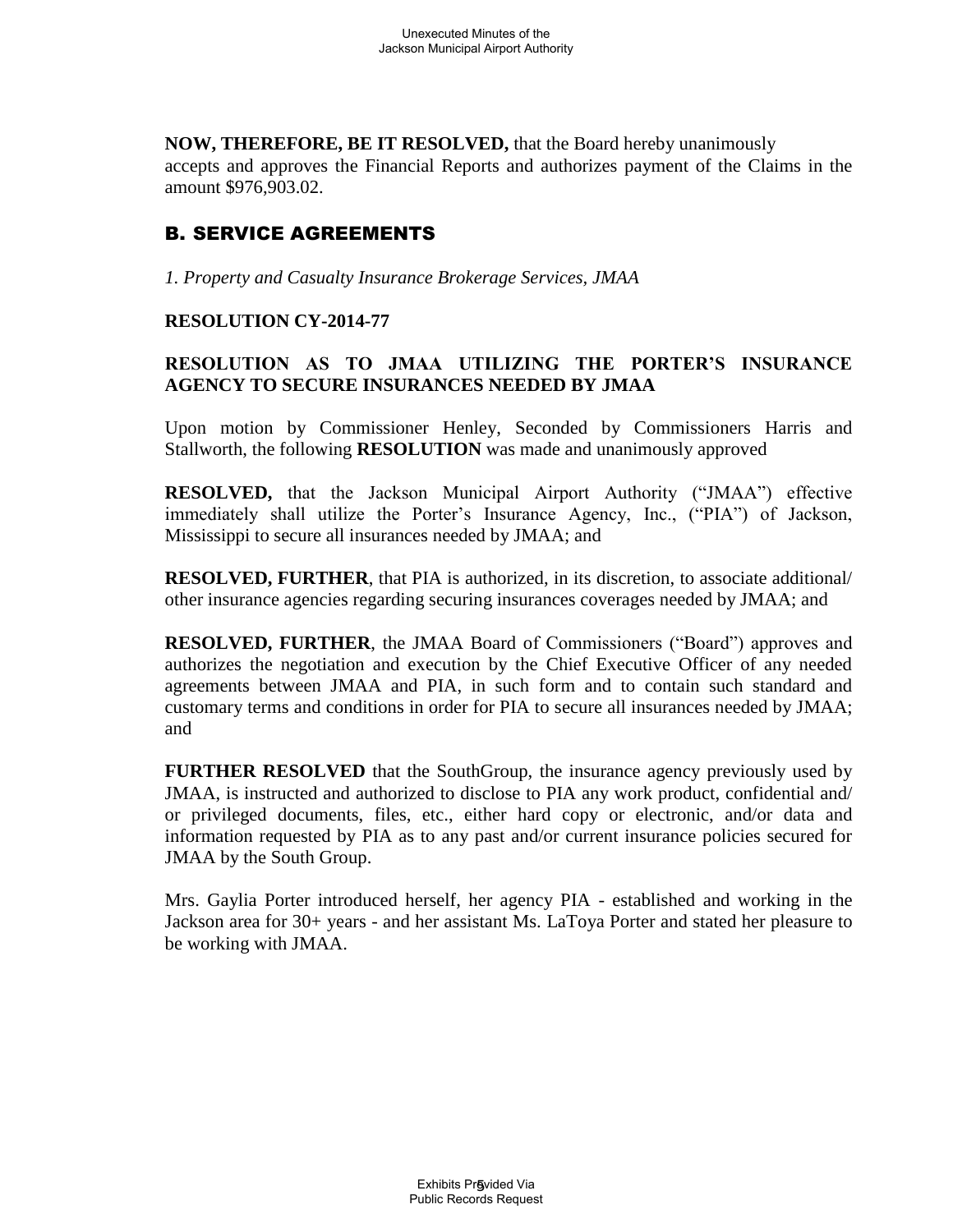**NOW, THEREFORE, BE IT RESOLVED,** that the Board hereby unanimously accepts and approves the Financial Reports and authorizes payment of the Claims in the amount $976,903.02.

## B. SERVICE AGREEMENTS

*1. Property and Casualty Insurance Brokerage Services, JMAA*

**RESOLUTION CY-2014-77**

**RESOLUTION AS TO JMAA UTILIZING THE PORTER'S INSURANCE AGENCY TO SECURE INSURANCES NEEDED BY JMAA**

Upon motion by Commissioner Henley, Seconded by Commissioners Harris and Stallworth, the following **RESOLUTION** was made and unanimously approved

**RESOLVED,** that the Jackson Municipal Airport Authority ("JMAA") effective immediately shall utilize the Porter's Insurance Agency, Inc., ("PIA") of Jackson, Mississippi to secure all insurances needed by JMAA; and

**RESOLVED, FURTHER**, that PIA is authorized, in its discretion, to associate additional/ other insurance agencies regarding securing insurances coverages needed by JMAA; and

**RESOLVED, FURTHER**, the JMAA Board of Commissioners ("Board") approves and authorizes the negotiation and execution by the Chief Executive Officer of any needed agreements between JMAA and PIA, in such form and to contain such standard and customary terms and conditions in order for PIA to secure all insurances needed by JMAA; and

**FURTHER RESOLVED** that the SouthGroup, the insurance agency previously used by JMAA, is instructed and authorized to disclose to PIA any work product, confidential and/ or privileged documents, files, etc., either hard copy or electronic, and/or data and information requested by PIA as to any past and/or current insurance policies secured for JMAA by the South Group.

Mrs. Gaylia Porter introduced herself, her agency PIA - established and working in the Jackson area for 30+ years - and her assistant Ms. LaToya Porter and stated her pleasure to be working with JMAA.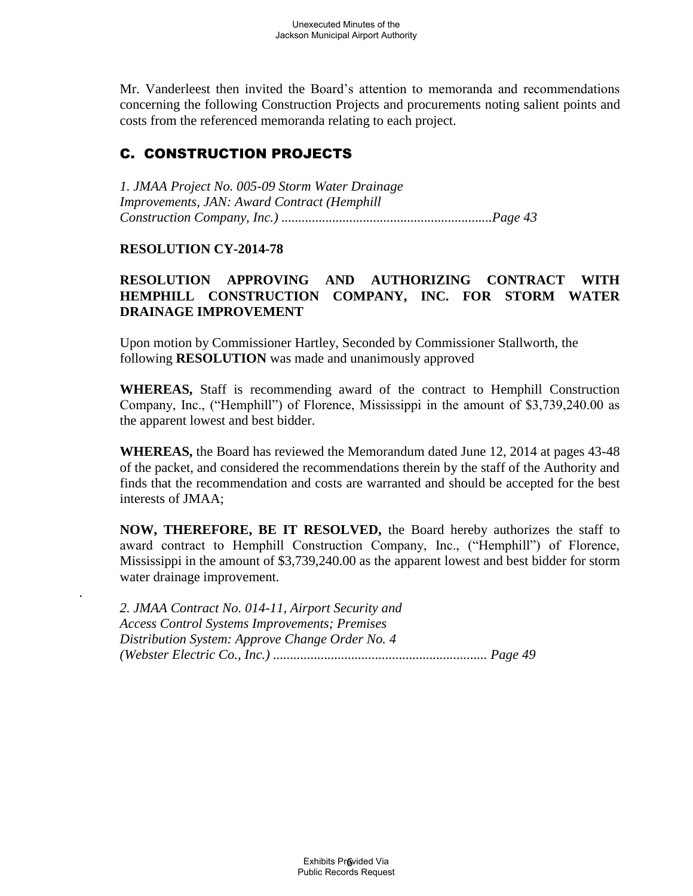Mr. Vanderleest then invited the Board's attention to memoranda and recommendations concerning the following Construction Projects and procurements noting salient points and costs from the referenced memoranda relating to each project.

## C. CONSTRUCTION PROJECTS

*1. JMAA Project No. 005-09 Storm Water Drainage Improvements, JAN: Award Contract (Hemphill Construction Company, Inc.) ..............................................................Page 43*

**RESOLUTION CY-2014-78**

**RESOLUTION APPROVING AND AUTHORIZING CONTRACT WITH HEMPHILL CONSTRUCTION COMPANY, INC. FOR STORM WATER DRAINAGE IMPROVEMENT**

Upon motion by Commissioner Hartley, Seconded by Commissioner Stallworth, the following **RESOLUTION** was made and unanimously approved

**WHEREAS,** Staff is recommending award of the contract to Hemphill Construction Company, Inc., ("Hemphill") of Florence, Mississippi in the amount of $3,739,240.00 as the apparent lowest and best bidder.

**WHEREAS,** the Board has reviewed the Memorandum dated June 12, 2014 at pages 43-48 of the packet, and considered the recommendations therein by the staff of the Authority and finds that the recommendation and costs are warranted and should be accepted for the best interests of JMAA;

**NOW, THEREFORE, BE IT RESOLVED,** the Board hereby authorizes the staff to award contract to Hemphill Construction Company, Inc., ("Hemphill") of Florence, Mississippi in the amount of $3,739,240.00 as the apparent lowest and best bidder for storm water drainage improvement.

*2. JMAA Contract No. 014-11, Airport Security and Access Control Systems Improvements; Premises Distribution System: Approve Change Order No. 4 (Webster Electric Co., Inc.) ............................................................... Page 49*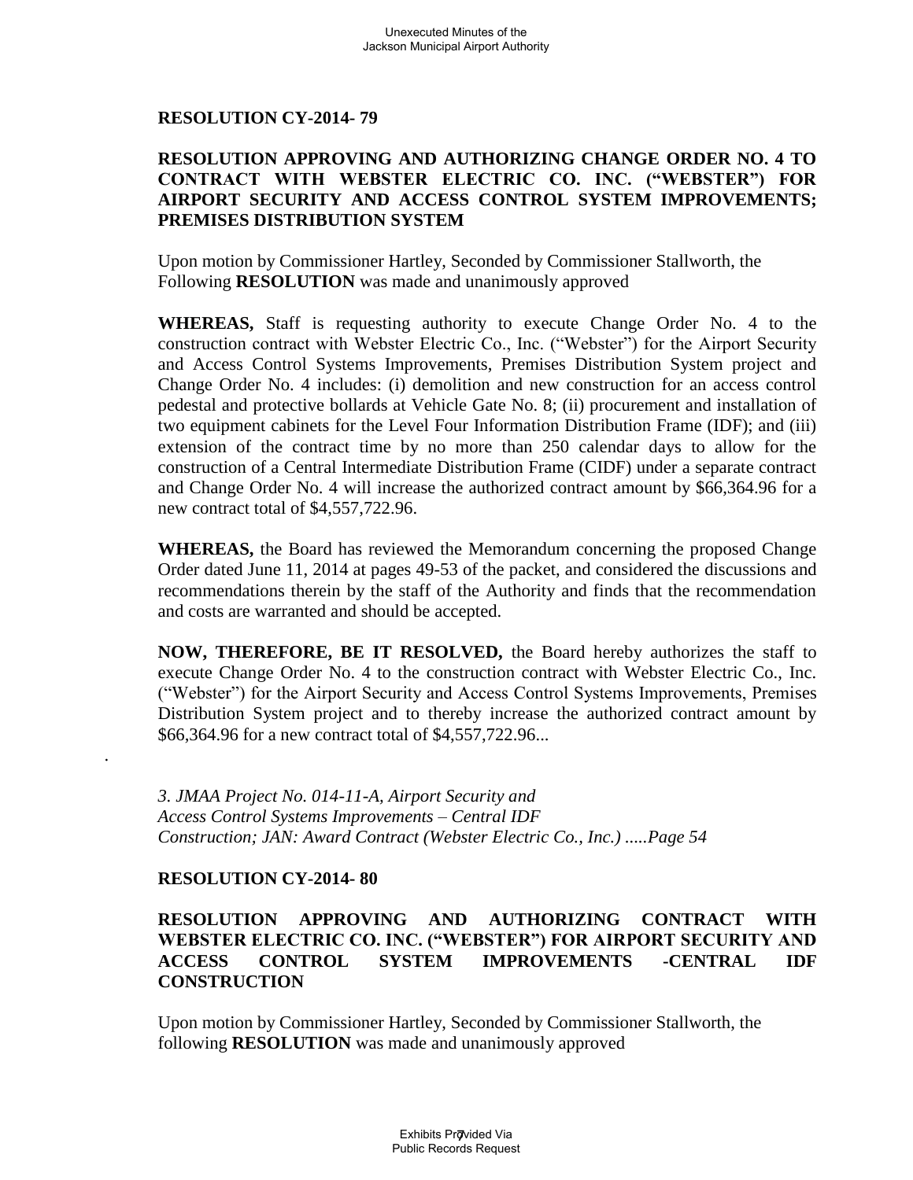**RESOLUTION CY-2014- 79**

**RESOLUTION APPROVING AND AUTHORIZING CHANGE ORDER NO. 4 TO CONTRACT WITH WEBSTER ELECTRIC CO. INC. ("WEBSTER") FOR AIRPORT SECURITY AND ACCESS CONTROL SYSTEM IMPROVEMENTS; PREMISES DISTRIBUTION SYSTEM**

Upon motion by Commissioner Hartley, Seconded by Commissioner Stallworth, the Following **RESOLUTION** was made and unanimously approved

**WHEREAS,** Staff is requesting authority to execute Change Order No. 4 to the construction contract with Webster Electric Co., Inc. ("Webster") for the Airport Security and Access Control Systems Improvements, Premises Distribution System project and Change Order No. 4 includes: (i) demolition and new construction for an access control pedestal and protective bollards at Vehicle Gate No. 8; (ii) procurement and installation of two equipment cabinets for the Level Four Information Distribution Frame (IDF); and (iii) extension of the contract time by no more than 250 calendar days to allow for the construction of a Central Intermediate Distribution Frame (CIDF) under a separate contract and Change Order No. 4 will increase the authorized contract amount by $66,364.96 for a new contract total of $4,557,722.96.

**WHEREAS,** the Board has reviewed the Memorandum concerning the proposed Change Order dated June 11, 2014 at pages 49-53 of the packet, and considered the discussions and recommendations therein by the staff of the Authority and finds that the recommendation and costs are warranted and should be accepted.

**NOW, THEREFORE, BE IT RESOLVED,** the Board hereby authorizes the staff to execute Change Order No. 4 to the construction contract with Webster Electric Co., Inc. ("Webster") for the Airport Security and Access Control Systems Improvements, Premises Distribution System project and to thereby increase the authorized contract amount by $66,364.96 for a new contract total of $4,557,722.96...

.

*3. JMAA Project No. 014-11-A, Airport Security and Access Control Systems Improvements – Central IDF Construction; JAN: Award Contract (Webster Electric Co., Inc.) .....Page 54*

**RESOLUTION CY-2014- 80**

**RESOLUTION APPROVING AND AUTHORIZING CONTRACT WITH WEBSTER ELECTRIC CO. INC. ("WEBSTER") FOR AIRPORT SECURITY AND ACCESS CONTROL SYSTEM IMPROVEMENTS -CENTRAL IDF CONSTRUCTION**

Upon motion by Commissioner Hartley, Seconded by Commissioner Stallworth, the following **RESOLUTION** was made and unanimously approved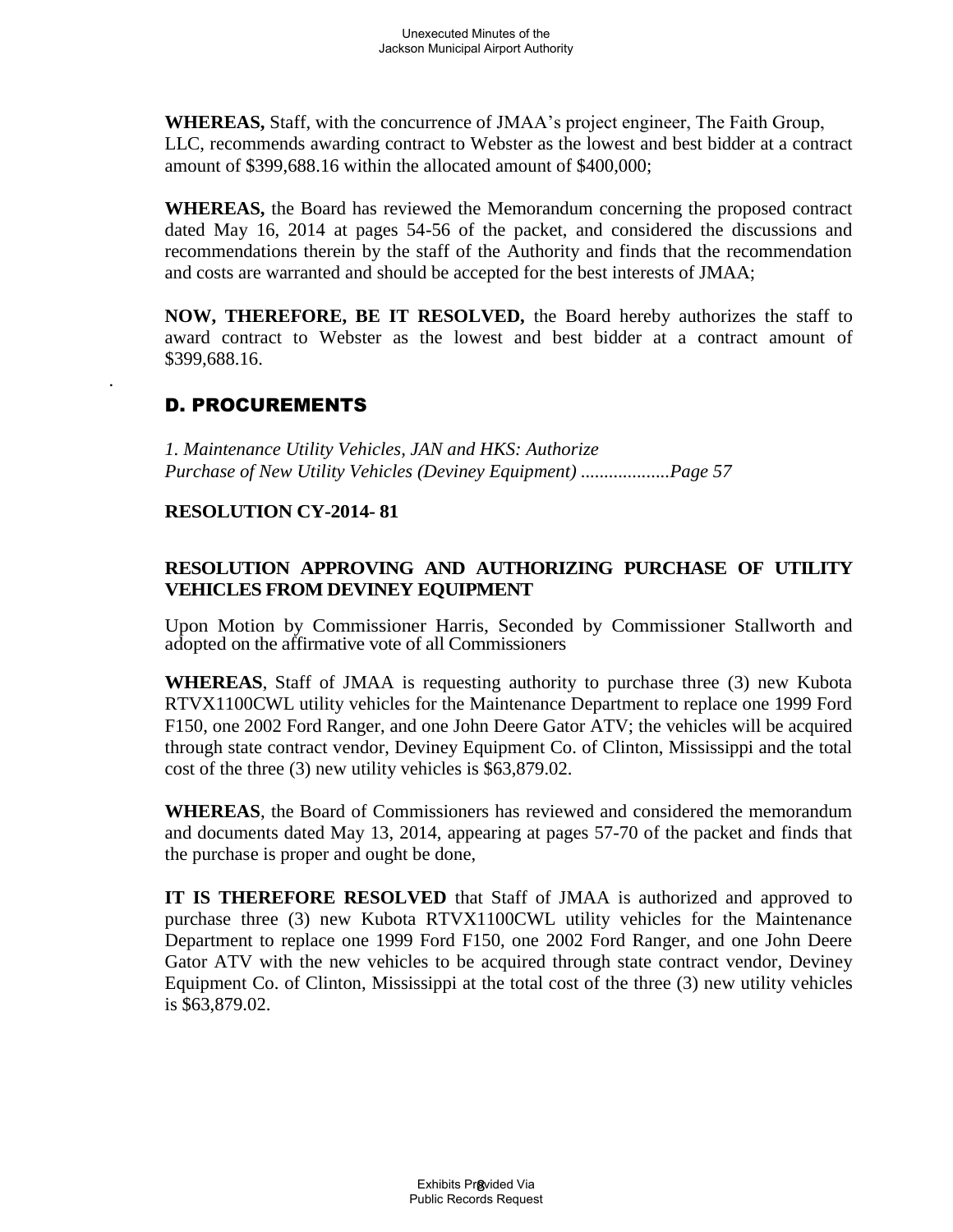**WHEREAS,** Staff, with the concurrence of JMAA's project engineer, The Faith Group, LLC, recommends awarding contract to Webster as the lowest and best bidder at a contract amount of $399,688.16 within the allocated amount of $400,000;

**WHEREAS,** the Board has reviewed the Memorandum concerning the proposed contract dated May 16, 2014 at pages 54-56 of the packet, and considered the discussions and recommendations therein by the staff of the Authority and finds that the recommendation and costs are warranted and should be accepted for the best interests of JMAA;

**NOW, THEREFORE, BE IT RESOLVED,** the Board hereby authorizes the staff to award contract to Webster as the lowest and best bidder at a contract amount of $399,688.16.

## D. PROCUREMENTS

*1. Maintenance Utility Vehicles, JAN and HKS: Authorize Purchase of New Utility Vehicles (Deviney Equipment) ...................Page 57*

**RESOLUTION CY-2014- 81**

**RESOLUTION APPROVING AND AUTHORIZING PURCHASE OF UTILITY VEHICLES FROM DEVINEY EQUIPMENT**

Upon Motion by Commissioner Harris, Seconded by Commissioner Stallworth and adopted on the affirmative vote of all Commissioners

**WHEREAS**, Staff of JMAA is requesting authority to purchase three (3) new Kubota RTVX1100CWL utility vehicles for the Maintenance Department to replace one 1999 Ford F150, one 2002 Ford Ranger, and one John Deere Gator ATV; the vehicles will be acquired through state contract vendor, Deviney Equipment Co. of Clinton, Mississippi and the total cost of the three (3) new utility vehicles is $63,879.02.

**WHEREAS**, the Board of Commissioners has reviewed and considered the memorandum and documents dated May 13, 2014, appearing at pages 57-70 of the packet and finds that the purchase is proper and ought be done,

**IT IS THEREFORE RESOLVED** that Staff of JMAA is authorized and approved to purchase three (3) new Kubota RTVX1100CWL utility vehicles for the Maintenance Department to replace one 1999 Ford F150, one 2002 Ford Ranger, and one John Deere Gator ATV with the new vehicles to be acquired through state contract vendor, Deviney Equipment Co. of Clinton, Mississippi at the total cost of the three (3) new utility vehicles is $63,879.02.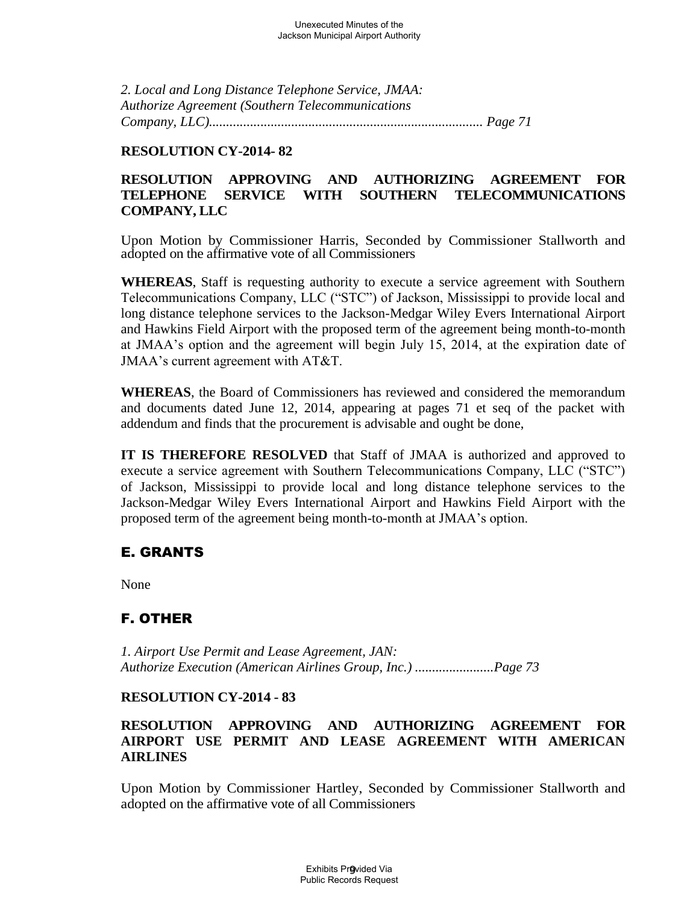*2. Local and Long Distance Telephone Service, JMAA: Authorize Agreement (Southern Telecommunications Company, LLC)............................................................................... Page 71*

**RESOLUTION CY-2014- 82**

**RESOLUTION APPROVING AND AUTHORIZING AGREEMENT FOR TELEPHONE SERVICE WITH SOUTHERN TELECOMMUNICATIONS COMPANY, LLC**

Upon Motion by Commissioner Harris, Seconded by Commissioner Stallworth and adopted on the affirmative vote of all Commissioners

**WHEREAS**, Staff is requesting authority to execute a service agreement with Southern Telecommunications Company, LLC ("STC") of Jackson, Mississippi to provide local and long distance telephone services to the Jackson-Medgar Wiley Evers International Airport and Hawkins Field Airport with the proposed term of the agreement being month-to-month at JMAA's option and the agreement will begin July 15, 2014, at the expiration date of JMAA's current agreement with AT&T.

**WHEREAS**, the Board of Commissioners has reviewed and considered the memorandum and documents dated June 12, 2014, appearing at pages 71 et seq of the packet with addendum and finds that the procurement is advisable and ought be done,

**IT IS THEREFORE RESOLVED** that Staff of JMAA is authorized and approved to execute a service agreement with Southern Telecommunications Company, LLC ("STC") of Jackson, Mississippi to provide local and long distance telephone services to the Jackson-Medgar Wiley Evers International Airport and Hawkins Field Airport with the proposed term of the agreement being month-to-month at JMAA's option.

## E. GRANTS

None

## F. OTHER

*1. Airport Use Permit and Lease Agreement, JAN: Authorize Execution (American Airlines Group, Inc.) .......................Page 73*

**RESOLUTION CY-2014 - 83**

**RESOLUTION APPROVING AND AUTHORIZING AGREEMENT FOR AIRPORT USE PERMIT AND LEASE AGREEMENT WITH AMERICAN AIRLINES**

Upon Motion by Commissioner Hartley, Seconded by Commissioner Stallworth and adopted on the affirmative vote of all Commissioners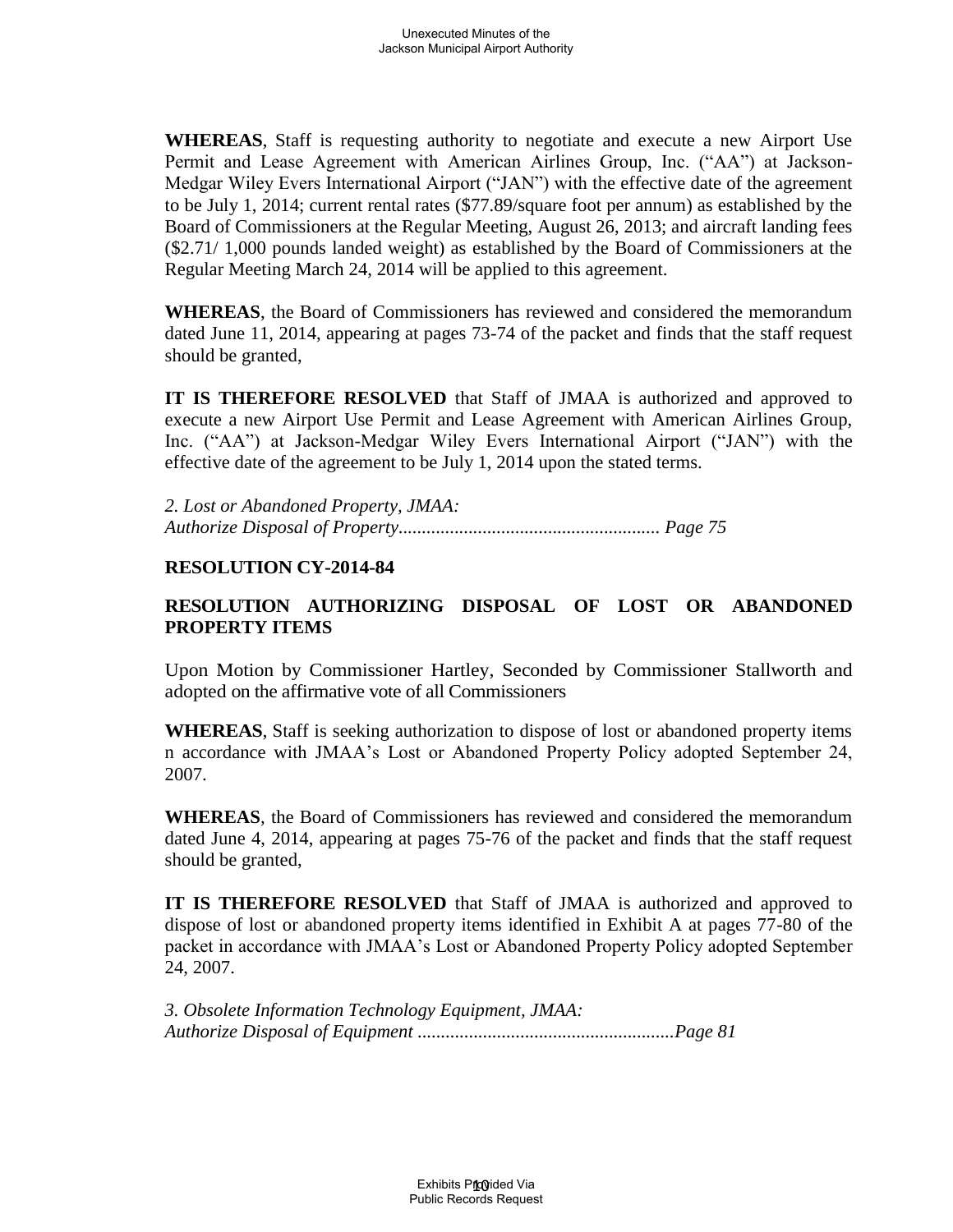**WHEREAS**, Staff is requesting authority to negotiate and execute a new Airport Use Permit and Lease Agreement with American Airlines Group, Inc. ("AA") at Jackson-Medgar Wiley Evers International Airport ("JAN") with the effective date of the agreement to be July 1, 2014; current rental rates ($77.89/square foot per annum) as established by the Board of Commissioners at the Regular Meeting, August 26, 2013; and aircraft landing fees ($2.71/ 1,000 pounds landed weight) as established by the Board of Commissioners at the Regular Meeting March 24, 2014 will be applied to this agreement.

**WHEREAS**, the Board of Commissioners has reviewed and considered the memorandum dated June 11, 2014, appearing at pages 73-74 of the packet and finds that the staff request should be granted,

**IT IS THEREFORE RESOLVED** that Staff of JMAA is authorized and approved to execute a new Airport Use Permit and Lease Agreement with American Airlines Group, Inc. ("AA") at Jackson-Medgar Wiley Evers International Airport ("JAN") with the effective date of the agreement to be July 1, 2014 upon the stated terms.

*2. Lost or Abandoned Property, JMAA:*
*Authorize Disposal of Property....................................................... Page 75*

**RESOLUTION CY-2014-84**

**RESOLUTION AUTHORIZING DISPOSAL OF LOST OR ABANDONED PROPERTY ITEMS**

Upon Motion by Commissioner Hartley, Seconded by Commissioner Stallworth and adopted on the affirmative vote of all Commissioners

**WHEREAS**, Staff is seeking authorization to dispose of lost or abandoned property items n accordance with JMAA's Lost or Abandoned Property Policy adopted September 24, 2007.

**WHEREAS**, the Board of Commissioners has reviewed and considered the memorandum dated June 4, 2014, appearing at pages 75-76 of the packet and finds that the staff request should be granted,

**IT IS THEREFORE RESOLVED** that Staff of JMAA is authorized and approved to dispose of lost or abandoned property items identified in Exhibit A at pages 77-80 of the packet in accordance with JMAA's Lost or Abandoned Property Policy adopted September 24, 2007.

*3. Obsolete Information Technology Equipment, JMAA:*
*Authorize Disposal of Equipment ......................................................Page 81*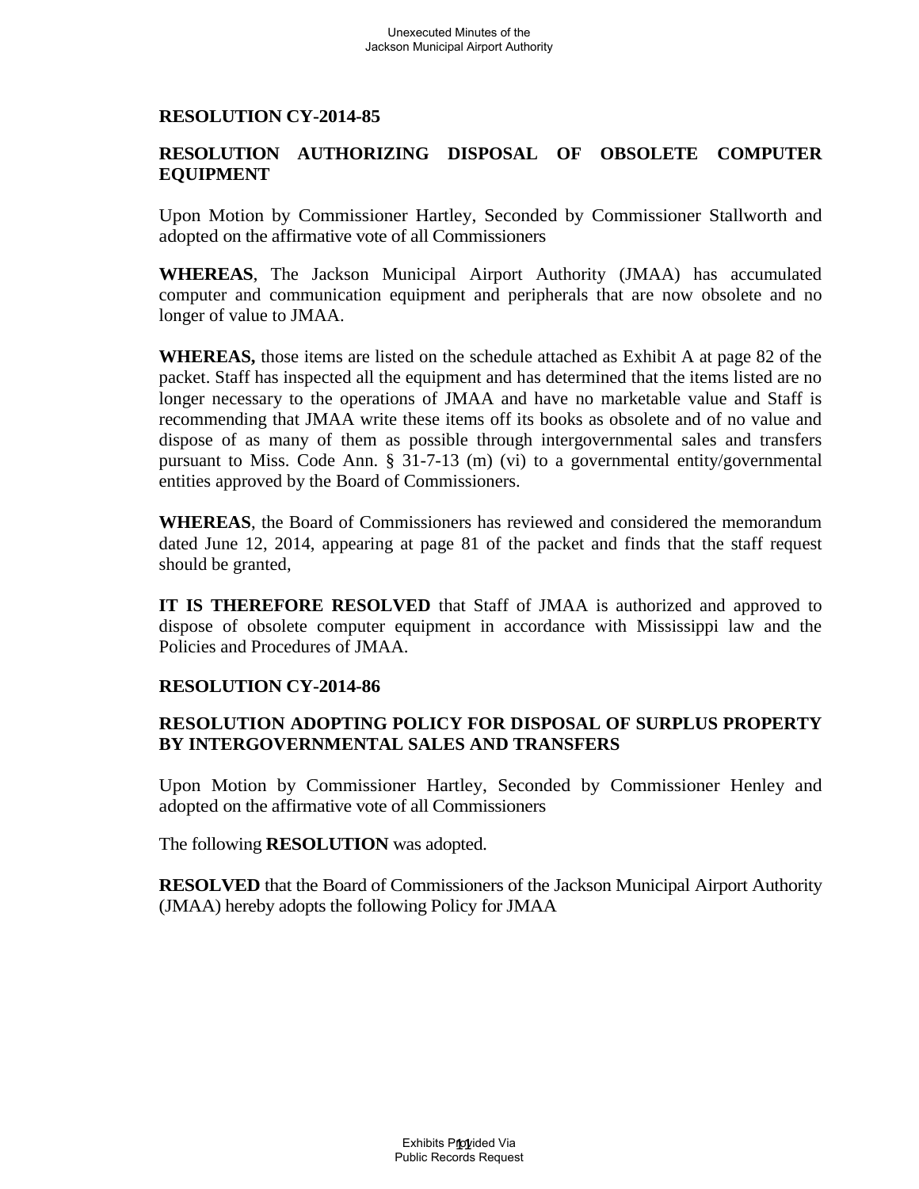**RESOLUTION CY-2014-85**

**RESOLUTION AUTHORIZING DISPOSAL OF OBSOLETE COMPUTER EQUIPMENT**

Upon Motion by Commissioner Hartley, Seconded by Commissioner Stallworth and adopted on the affirmative vote of all Commissioners

**WHEREAS**, The Jackson Municipal Airport Authority (JMAA) has accumulated computer and communication equipment and peripherals that are now obsolete and no longer of value to JMAA.

**WHEREAS,** those items are listed on the schedule attached as Exhibit A at page 82 of the packet. Staff has inspected all the equipment and has determined that the items listed are no longer necessary to the operations of JMAA and have no marketable value and Staff is recommending that JMAA write these items off its books as obsolete and of no value and dispose of as many of them as possible through intergovernmental sales and transfers pursuant to Miss. Code Ann. § 31-7-13 (m) (vi) to a governmental entity/governmental entities approved by the Board of Commissioners.

**WHEREAS**, the Board of Commissioners has reviewed and considered the memorandum dated June 12, 2014, appearing at page 81 of the packet and finds that the staff request should be granted,

**IT IS THEREFORE RESOLVED** that Staff of JMAA is authorized and approved to dispose of obsolete computer equipment in accordance with Mississippi law and the Policies and Procedures of JMAA.

**RESOLUTION CY-2014-86**

**RESOLUTION ADOPTING POLICY FOR DISPOSAL OF SURPLUS PROPERTY BY INTERGOVERNMENTAL SALES AND TRANSFERS**

Upon Motion by Commissioner Hartley, Seconded by Commissioner Henley and adopted on the affirmative vote of all Commissioners

The following **RESOLUTION** was adopted.

**RESOLVED** that the Board of Commissioners of the Jackson Municipal Airport Authority (JMAA) hereby adopts the following Policy for JMAA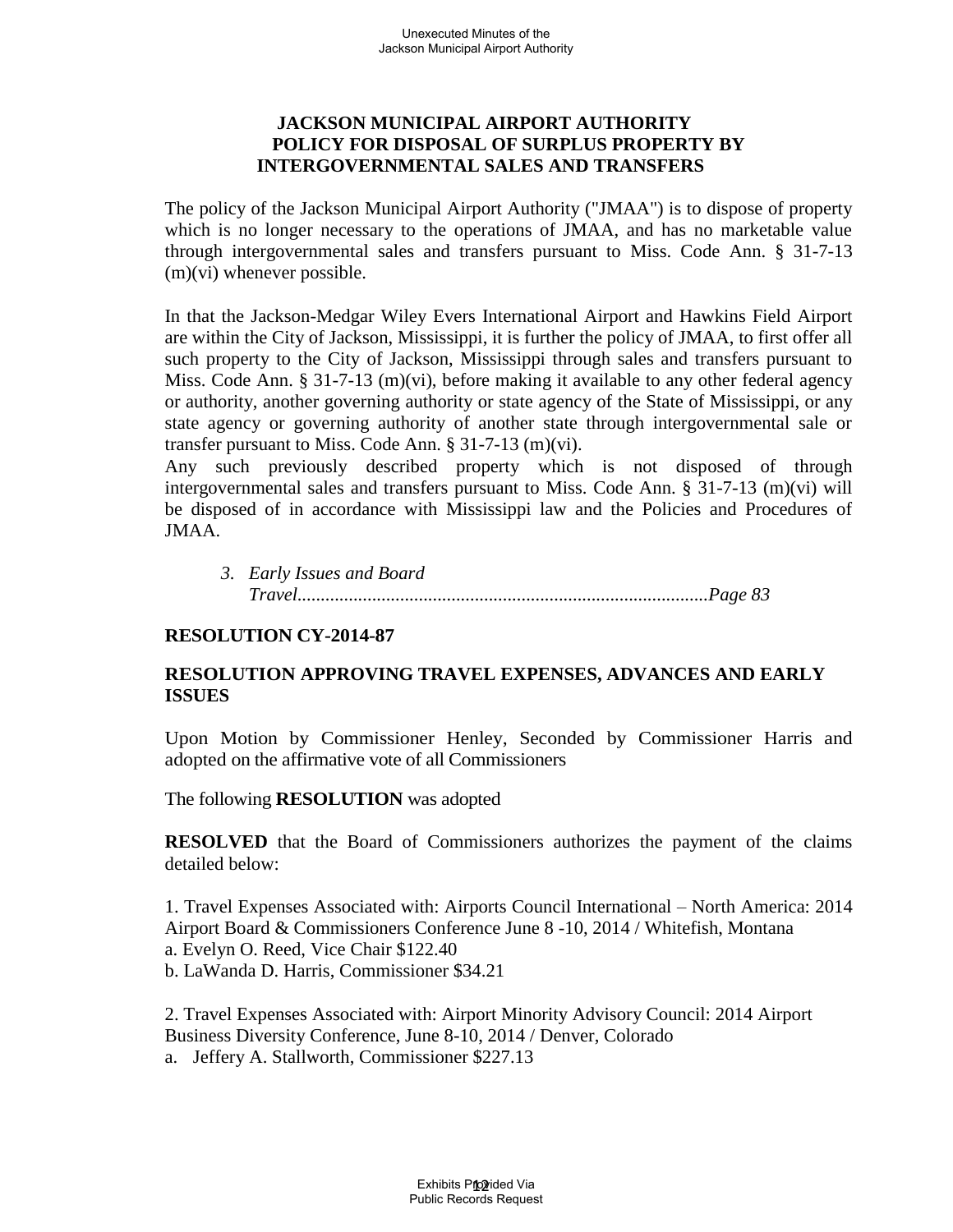**JACKSON MUNICIPAL AIRPORT AUTHORITY POLICY FOR DISPOSAL OF SURPLUS PROPERTY BY INTERGOVERNMENTAL SALES AND TRANSFERS**

The policy of the Jackson Municipal Airport Authority ("JMAA") is to dispose of property which is no longer necessary to the operations of JMAA, and has no marketable value through intergovernmental sales and transfers pursuant to Miss. Code Ann. § 31-7-13 (m)(vi) whenever possible.

In that the Jackson-Medgar Wiley Evers International Airport and Hawkins Field Airport are within the City of Jackson, Mississippi, it is further the policy of JMAA, to first offer all such property to the City of Jackson, Mississippi through sales and transfers pursuant to Miss. Code Ann. § 31-7-13 (m)(vi), before making it available to any other federal agency or authority, another governing authority or state agency of the State of Mississippi, or any state agency or governing authority of another state through intergovernmental sale or transfer pursuant to Miss. Code Ann. § 31-7-13 (m)(vi).
Any such previously described property which is not disposed of through intergovernmental sales and transfers pursuant to Miss. Code Ann. § 31-7-13 (m)(vi) will be disposed of in accordance with Mississippi law and the Policies and Procedures of JMAA.

*3. Early Issues and Board Travel........................................................................................Page 83*

**RESOLUTION CY-2014-87**

**RESOLUTION APPROVING TRAVEL EXPENSES, ADVANCES AND EARLY ISSUES**

Upon Motion by Commissioner Henley, Seconded by Commissioner Harris and adopted on the affirmative vote of all Commissioners

The following **RESOLUTION** was adopted

**RESOLVED** that the Board of Commissioners authorizes the payment of the claims detailed below:

1. Travel Expenses Associated with: Airports Council International – North America: 2014 Airport Board & Commissioners Conference June 8 -10, 2014 / Whitefish, Montana
a. Evelyn O. Reed, Vice Chair $122.40
b. LaWanda D. Harris, Commissioner $34.21

2. Travel Expenses Associated with: Airport Minority Advisory Council: 2014 Airport Business Diversity Conference, June 8-10, 2014 / Denver, Colorado
a. Jeffery A. Stallworth, Commissioner $227.13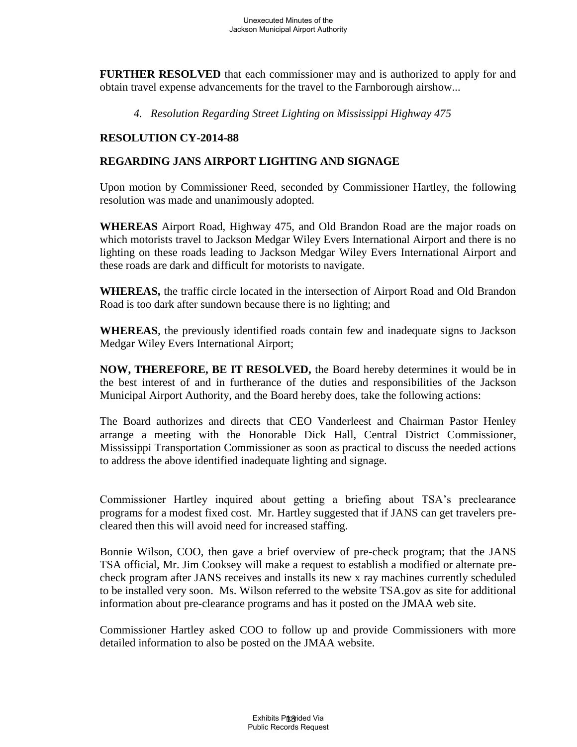**FURTHER RESOLVED** that each commissioner may and is authorized to apply for and obtain travel expense advancements for the travel to the Farnborough airshow...

*4. Resolution Regarding Street Lighting on Mississippi Highway 475*

**RESOLUTION CY-2014-88**

**REGARDING JANS AIRPORT LIGHTING AND SIGNAGE**

Upon motion by Commissioner Reed, seconded by Commissioner Hartley, the following resolution was made and unanimously adopted.

**WHEREAS** Airport Road, Highway 475, and Old Brandon Road are the major roads on which motorists travel to Jackson Medgar Wiley Evers International Airport and there is no lighting on these roads leading to Jackson Medgar Wiley Evers International Airport and these roads are dark and difficult for motorists to navigate.

**WHEREAS,** the traffic circle located in the intersection of Airport Road and Old Brandon Road is too dark after sundown because there is no lighting; and

**WHEREAS**, the previously identified roads contain few and inadequate signs to Jackson Medgar Wiley Evers International Airport;

**NOW, THEREFORE, BE IT RESOLVED,** the Board hereby determines it would be in the best interest of and in furtherance of the duties and responsibilities of the Jackson Municipal Airport Authority, and the Board hereby does, take the following actions:

The Board authorizes and directs that CEO Vanderleest and Chairman Pastor Henley arrange a meeting with the Honorable Dick Hall, Central District Commissioner, Mississippi Transportation Commissioner as soon as practical to discuss the needed actions to address the above identified inadequate lighting and signage.

Commissioner Hartley inquired about getting a briefing about TSA's preclearance programs for a modest fixed cost. Mr. Hartley suggested that if JANS can get travelers pre-cleared then this will avoid need for increased staffing.

Bonnie Wilson, COO, then gave a brief overview of pre-check program; that the JANS TSA official, Mr. Jim Cooksey will make a request to establish a modified or alternate pre-check program after JANS receives and installs its new x ray machines currently scheduled to be installed very soon. Ms. Wilson referred to the website TSA.gov as site for additional information about pre-clearance programs and has it posted on the JMAA web site.

Commissioner Hartley asked COO to follow up and provide Commissioners with more detailed information to also be posted on the JMAA website.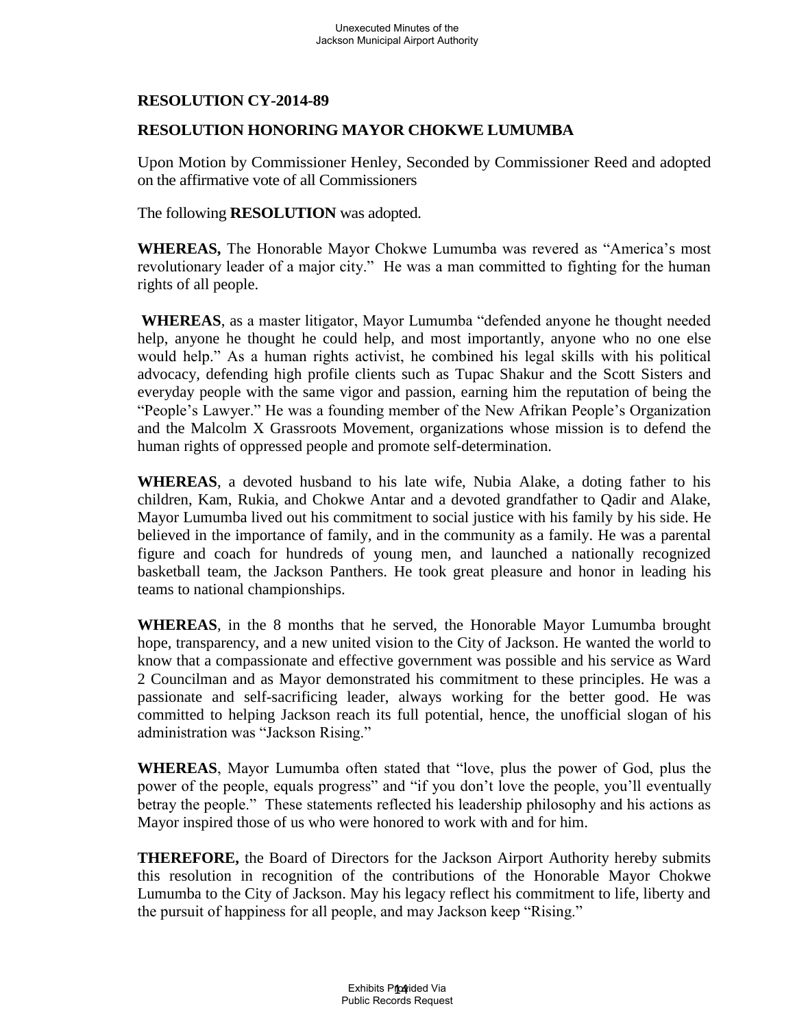**RESOLUTION CY-2014-89**

**RESOLUTION HONORING MAYOR CHOKWE LUMUMBA**

Upon Motion by Commissioner Henley, Seconded by Commissioner Reed and adopted on the affirmative vote of all Commissioners

The following **RESOLUTION** was adopted.

**WHEREAS,** The Honorable Mayor Chokwe Lumumba was revered as "America's most revolutionary leader of a major city." He was a man committed to fighting for the human rights of all people.

**WHEREAS**, as a master litigator, Mayor Lumumba "defended anyone he thought needed help, anyone he thought he could help, and most importantly, anyone who no one else would help." As a human rights activist, he combined his legal skills with his political advocacy, defending high profile clients such as Tupac Shakur and the Scott Sisters and everyday people with the same vigor and passion, earning him the reputation of being the "People's Lawyer." He was a founding member of the New Afrikan People's Organization and the Malcolm X Grassroots Movement, organizations whose mission is to defend the human rights of oppressed people and promote self-determination.

**WHEREAS**, a devoted husband to his late wife, Nubia Alake, a doting father to his children, Kam, Rukia, and Chokwe Antar and a devoted grandfather to Qadir and Alake, Mayor Lumumba lived out his commitment to social justice with his family by his side. He believed in the importance of family, and in the community as a family. He was a parental figure and coach for hundreds of young men, and launched a nationally recognized basketball team, the Jackson Panthers. He took great pleasure and honor in leading his teams to national championships.

**WHEREAS**, in the 8 months that he served, the Honorable Mayor Lumumba brought hope, transparency, and a new united vision to the City of Jackson. He wanted the world to know that a compassionate and effective government was possible and his service as Ward 2 Councilman and as Mayor demonstrated his commitment to these principles. He was a passionate and self-sacrificing leader, always working for the better good. He was committed to helping Jackson reach its full potential, hence, the unofficial slogan of his administration was "Jackson Rising."

**WHEREAS**, Mayor Lumumba often stated that "love, plus the power of God, plus the power of the people, equals progress" and "if you don't love the people, you'll eventually betray the people." These statements reflected his leadership philosophy and his actions as Mayor inspired those of us who were honored to work with and for him.

**THEREFORE,** the Board of Directors for the Jackson Airport Authority hereby submits this resolution in recognition of the contributions of the Honorable Mayor Chokwe Lumumba to the City of Jackson. May his legacy reflect his commitment to life, liberty and the pursuit of happiness for all people, and may Jackson keep "Rising."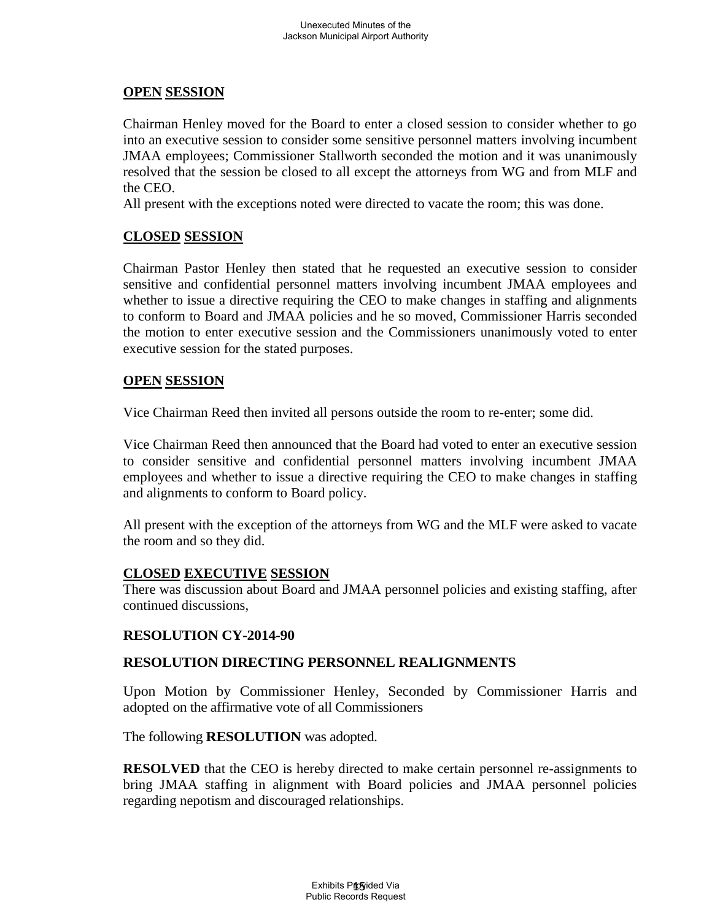**OPEN SESSION**

Chairman Henley moved for the Board to enter a closed session to consider whether to go into an executive session to consider some sensitive personnel matters involving incumbent JMAA employees; Commissioner Stallworth seconded the motion and it was unanimously resolved that the session be closed to all except the attorneys from WG and from MLF and the CEO.

All present with the exceptions noted were directed to vacate the room; this was done.

**CLOSED SESSION**

Chairman Pastor Henley then stated that he requested an executive session to consider sensitive and confidential personnel matters involving incumbent JMAA employees and whether to issue a directive requiring the CEO to make changes in staffing and alignments to conform to Board and JMAA policies and he so moved, Commissioner Harris seconded the motion to enter executive session and the Commissioners unanimously voted to enter executive session for the stated purposes.

**OPEN SESSION**

Vice Chairman Reed then invited all persons outside the room to re-enter; some did.

Vice Chairman Reed then announced that the Board had voted to enter an executive session to consider sensitive and confidential personnel matters involving incumbent JMAA employees and whether to issue a directive requiring the CEO to make changes in staffing and alignments to conform to Board policy.

All present with the exception of the attorneys from WG and the MLF were asked to vacate the room and so they did.

**CLOSED EXECUTIVE SESSION**

There was discussion about Board and JMAA personnel policies and existing staffing, after continued discussions,

**RESOLUTION CY-2014-90**

**RESOLUTION DIRECTING PERSONNEL REALIGNMENTS**

Upon Motion by Commissioner Henley, Seconded by Commissioner Harris and adopted on the affirmative vote of all Commissioners

The following **RESOLUTION** was adopted.

**RESOLVED** that the CEO is hereby directed to make certain personnel re-assignments to bring JMAA staffing in alignment with Board policies and JMAA personnel policies regarding nepotism and discouraged relationships.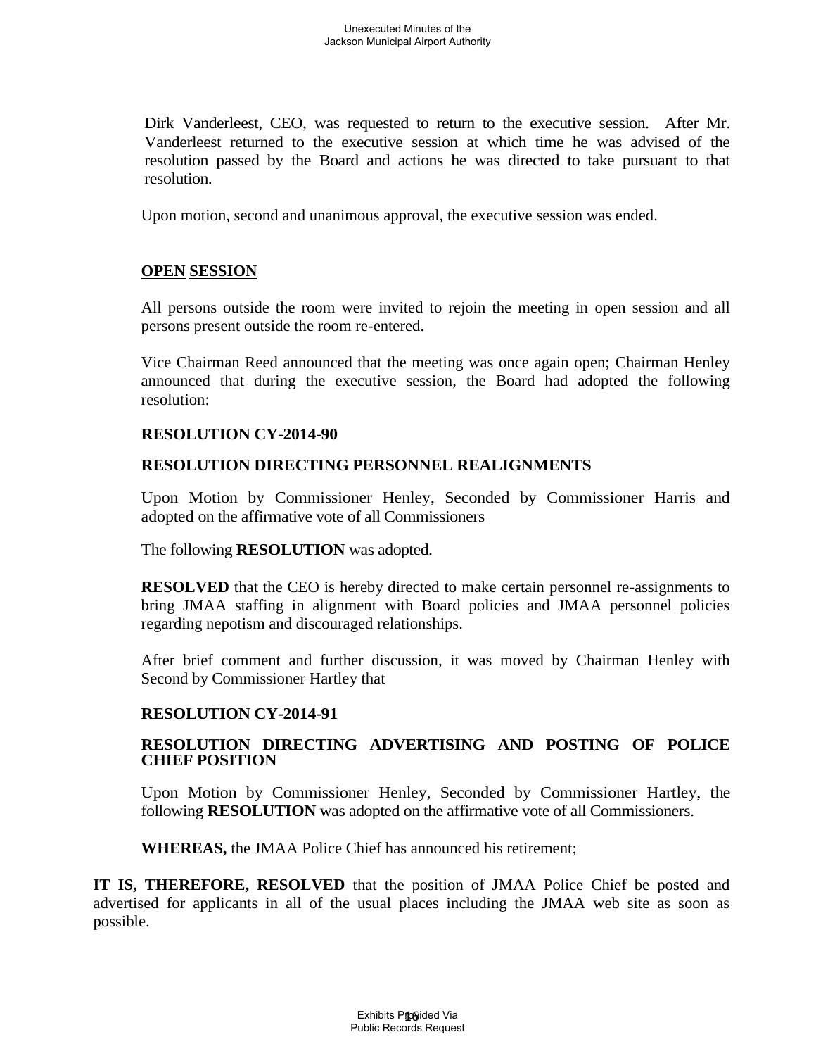Dirk Vanderleest, CEO, was requested to return to the executive session. After Mr. Vanderleest returned to the executive session at which time he was advised of the resolution passed by the Board and actions he was directed to take pursuant to that resolution.

Upon motion, second and unanimous approval, the executive session was ended.

## OPEN SESSION

All persons outside the room were invited to rejoin the meeting in open session and all persons present outside the room re-entered.

Vice Chairman Reed announced that the meeting was once again open; Chairman Henley announced that during the executive session, the Board had adopted the following resolution:

**RESOLUTION CY-2014-90**

**RESOLUTION DIRECTING PERSONNEL REALIGNMENTS**

Upon Motion by Commissioner Henley, Seconded by Commissioner Harris and adopted on the affirmative vote of all Commissioners

The following **RESOLUTION** was adopted.

**RESOLVED** that the CEO is hereby directed to make certain personnel re-assignments to bring JMAA staffing in alignment with Board policies and JMAA personnel policies regarding nepotism and discouraged relationships.

After brief comment and further discussion, it was moved by Chairman Henley with Second by Commissioner Hartley that

**RESOLUTION CY-2014-91**

**RESOLUTION DIRECTING ADVERTISING AND POSTING OF POLICE CHIEF POSITION**

Upon Motion by Commissioner Henley, Seconded by Commissioner Hartley, the following **RESOLUTION** was adopted on the affirmative vote of all Commissioners.

**WHEREAS,** the JMAA Police Chief has announced his retirement;

**IT IS, THEREFORE, RESOLVED** that the position of JMAA Police Chief be posted and advertised for applicants in all of the usual places including the JMAA web site as soon as possible.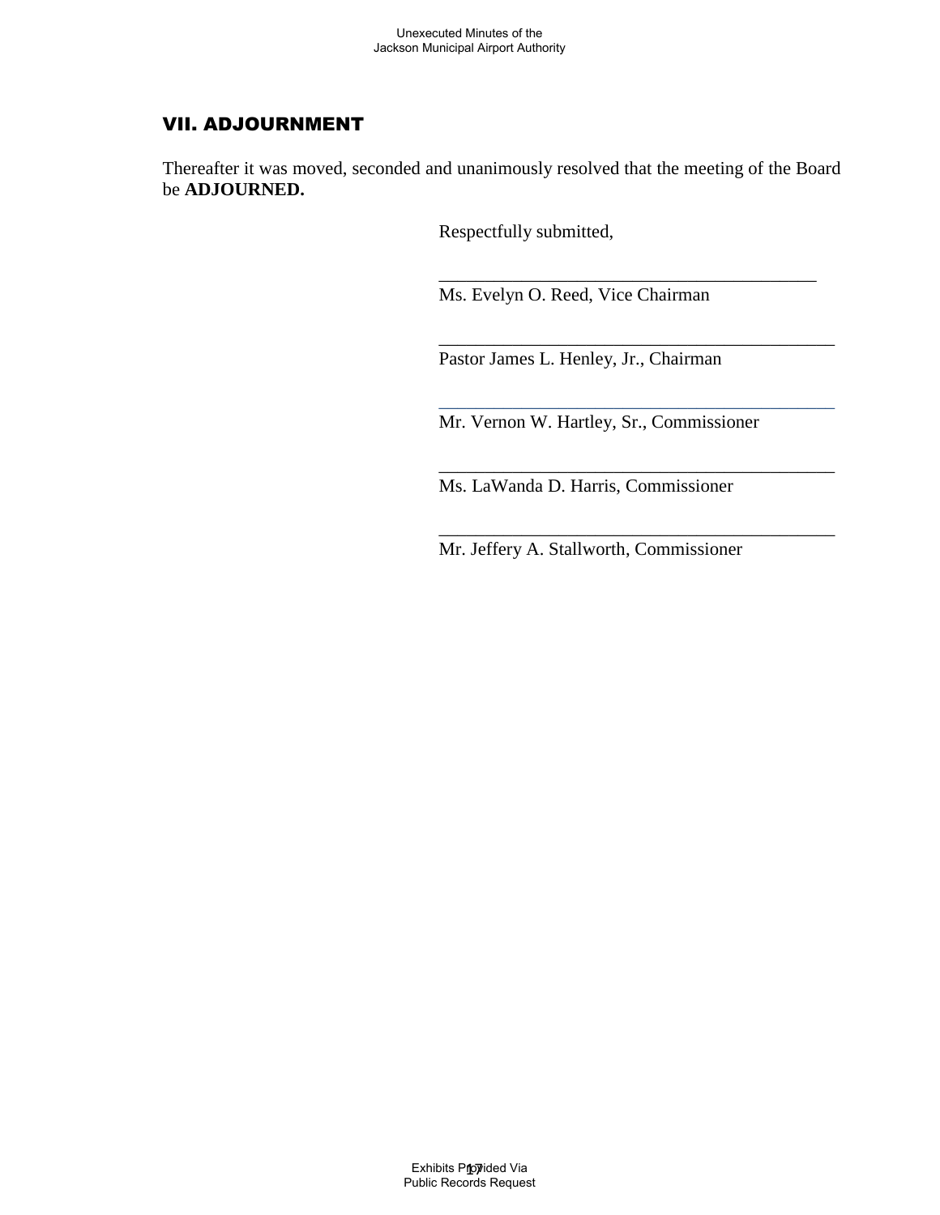## VII. ADJOURNMENT

Thereafter it was moved, seconded and unanimously resolved that the meeting of the Board be **ADJOURNED.**

Respectfully submitted,

\_\_\_\_\_\_\_\_\_\_\_\_\_\_\_\_\_\_\_\_\_\_\_\_\_\_\_\_\_\_\_\_\_\_\_\_\_\_\_\_
Ms. Evelyn O. Reed, Vice Chairman

\_\_\_\_\_\_\_\_\_\_\_\_\_\_\_\_\_\_\_\_\_\_\_\_\_\_\_\_\_\_\_\_\_\_\_\_\_\_\_\_
Pastor James L. Henley, Jr., Chairman

\_\_\_\_\_\_\_\_\_\_\_\_\_\_\_\_\_\_\_\_\_\_\_\_\_\_\_\_\_\_\_\_\_\_\_\_\_\_\_\_
Mr. Vernon W. Hartley, Sr., Commissioner

\_\_\_\_\_\_\_\_\_\_\_\_\_\_\_\_\_\_\_\_\_\_\_\_\_\_\_\_\_\_\_\_\_\_\_\_\_\_\_\_
Ms. LaWanda D. Harris, Commissioner

\_\_\_\_\_\_\_\_\_\_\_\_\_\_\_\_\_\_\_\_\_\_\_\_\_\_\_\_\_\_\_\_\_\_\_\_\_\_\_\_
Mr. Jeffery A. Stallworth, Commissioner